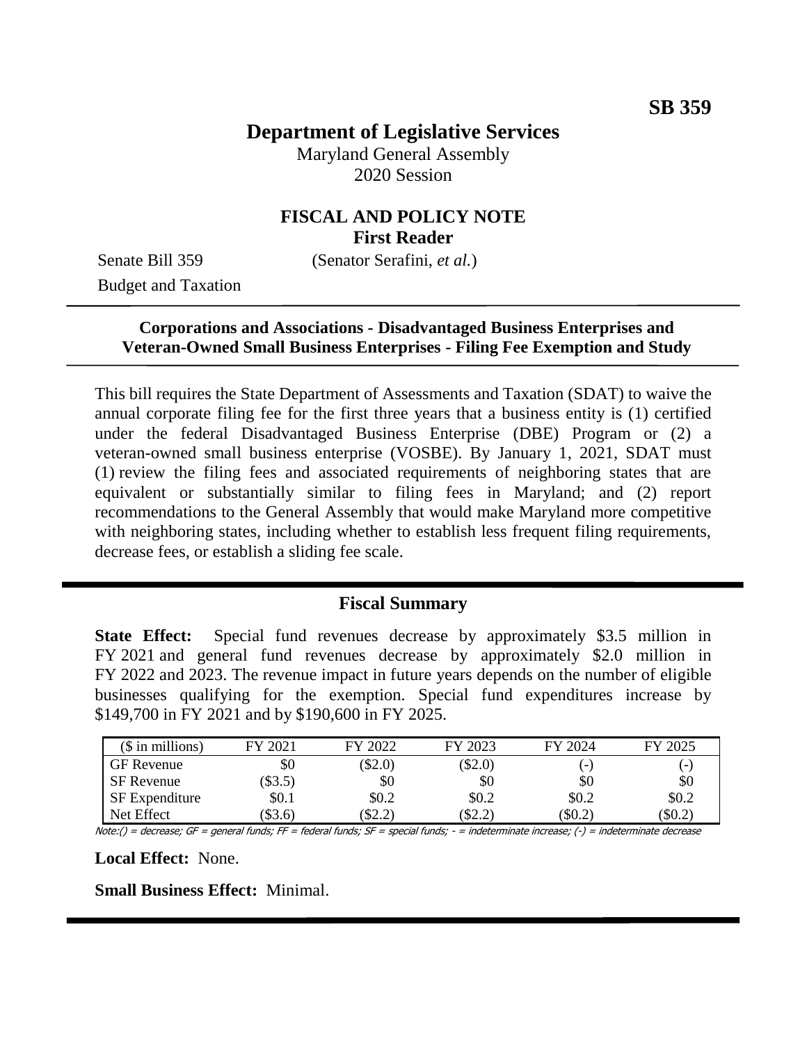**SB 359**

# Department of Legislative Services

Maryland General Assembly
2020 Session

## FISCAL AND POLICY NOTE
**First Reader**

Senate Bill 359 (Senator Serafini, *et al.*)
Budget and Taxation

**Corporations and Associations - Disadvantaged Business Enterprises and Veteran-Owned Small Business Enterprises - Filing Fee Exemption and Study**

This bill requires the State Department of Assessments and Taxation (SDAT) to waive the annual corporate filing fee for the first three years that a business entity is (1) certified under the federal Disadvantaged Business Enterprise (DBE) Program or (2) a veteran-owned small business enterprise (VOSBE). By January 1, 2021, SDAT must (1) review the filing fees and associated requirements of neighboring states that are equivalent or substantially similar to filing fees in Maryland; and (2) report recommendations to the General Assembly that would make Maryland more competitive with neighboring states, including whether to establish less frequent filing requirements, decrease fees, or establish a sliding fee scale.

## Fiscal Summary

**State Effect:** Special fund revenues decrease by approximately $3.5 million in FY 2021 and general fund revenues decrease by approximately $2.0 million in FY 2022 and 2023. The revenue impact in future years depends on the number of eligible businesses qualifying for the exemption. Special fund expenditures increase by $149,700 in FY 2021 and by $190,600 in FY 2025.

| ($ in millions) | FY 2021 | FY 2022 | FY 2023 | FY 2024 | FY 2025 |
|---|---|---|---|---|---|
| GF Revenue | $0 | ($2.0) | ($2.0) | (-) | (-) |
| SF Revenue | ($3.5) | $0 | $0 | $0 | $0 |
| SF Expenditure | $0.1 | $0.2 | $0.2 | $0.2 | $0.2 |
| Net Effect | ($3.6) | ($2.2) | ($2.2) | ($0.2) | ($0.2) |

Note:() = decrease; GF = general funds; FF = federal funds; SF = special funds; - = indeterminate increase; (-) = indeterminate decrease

**Local Effect:** None.

**Small Business Effect:** Minimal.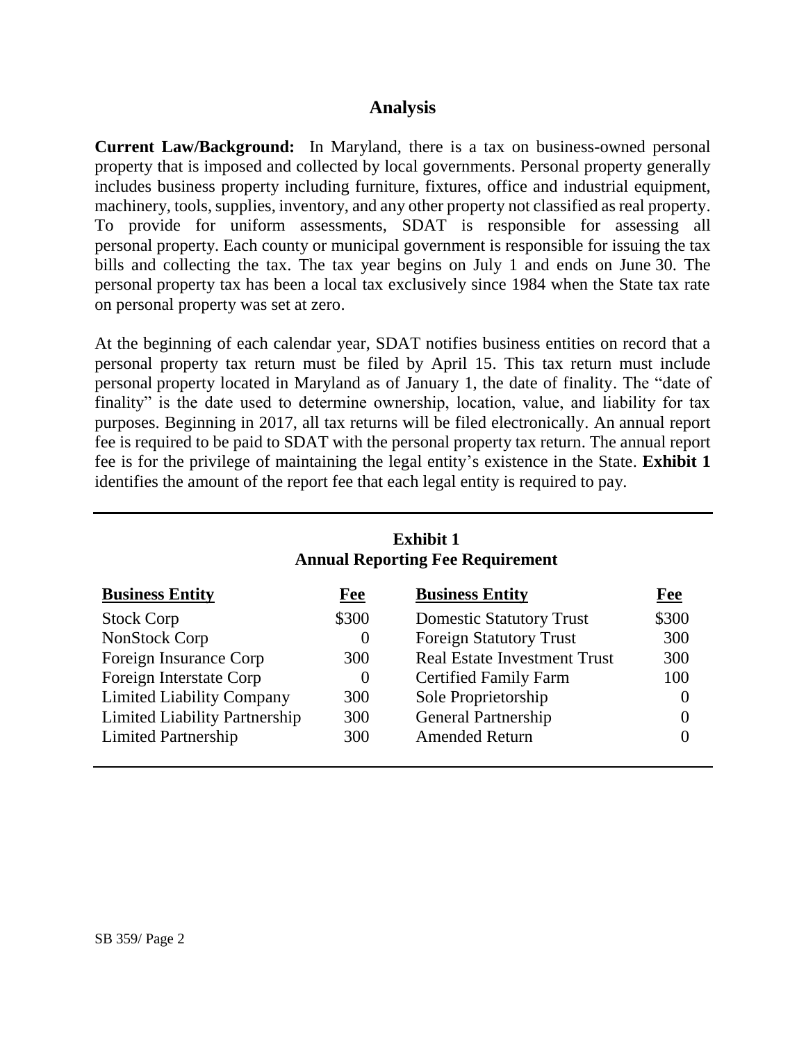## Analysis

**Current Law/Background:** In Maryland, there is a tax on business-owned personal property that is imposed and collected by local governments. Personal property generally includes business property including furniture, fixtures, office and industrial equipment, machinery, tools, supplies, inventory, and any other property not classified as real property. To provide for uniform assessments, SDAT is responsible for assessing all personal property. Each county or municipal government is responsible for issuing the tax bills and collecting the tax. The tax year begins on July 1 and ends on June 30. The personal property tax has been a local tax exclusively since 1984 when the State tax rate on personal property was set at zero.

At the beginning of each calendar year, SDAT notifies business entities on record that a personal property tax return must be filed by April 15. This tax return must include personal property located in Maryland as of January 1, the date of finality. The "date of finality" is the date used to determine ownership, location, value, and liability for tax purposes. Beginning in 2017, all tax returns will be filed electronically. An annual report fee is required to be paid to SDAT with the personal property tax return. The annual report fee is for the privilege of maintaining the legal entity's existence in the State. **Exhibit 1** identifies the amount of the report fee that each legal entity is required to pay.

**Exhibit 1**
**Annual Reporting Fee Requirement**

| Business Entity | Fee | Business Entity | Fee |
|---|---|---|---|
| Stock Corp | $300 | Domestic Statutory Trust | $300 |
| NonStock Corp | 0 | Foreign Statutory Trust | 300 |
| Foreign Insurance Corp | 300 | Real Estate Investment Trust | 300 |
| Foreign Interstate Corp | 0 | Certified Family Farm | 100 |
| Limited Liability Company | 300 | Sole Proprietorship | 0 |
| Limited Liability Partnership | 300 | General Partnership | 0 |
| Limited Partnership | 300 | Amended Return | 0 |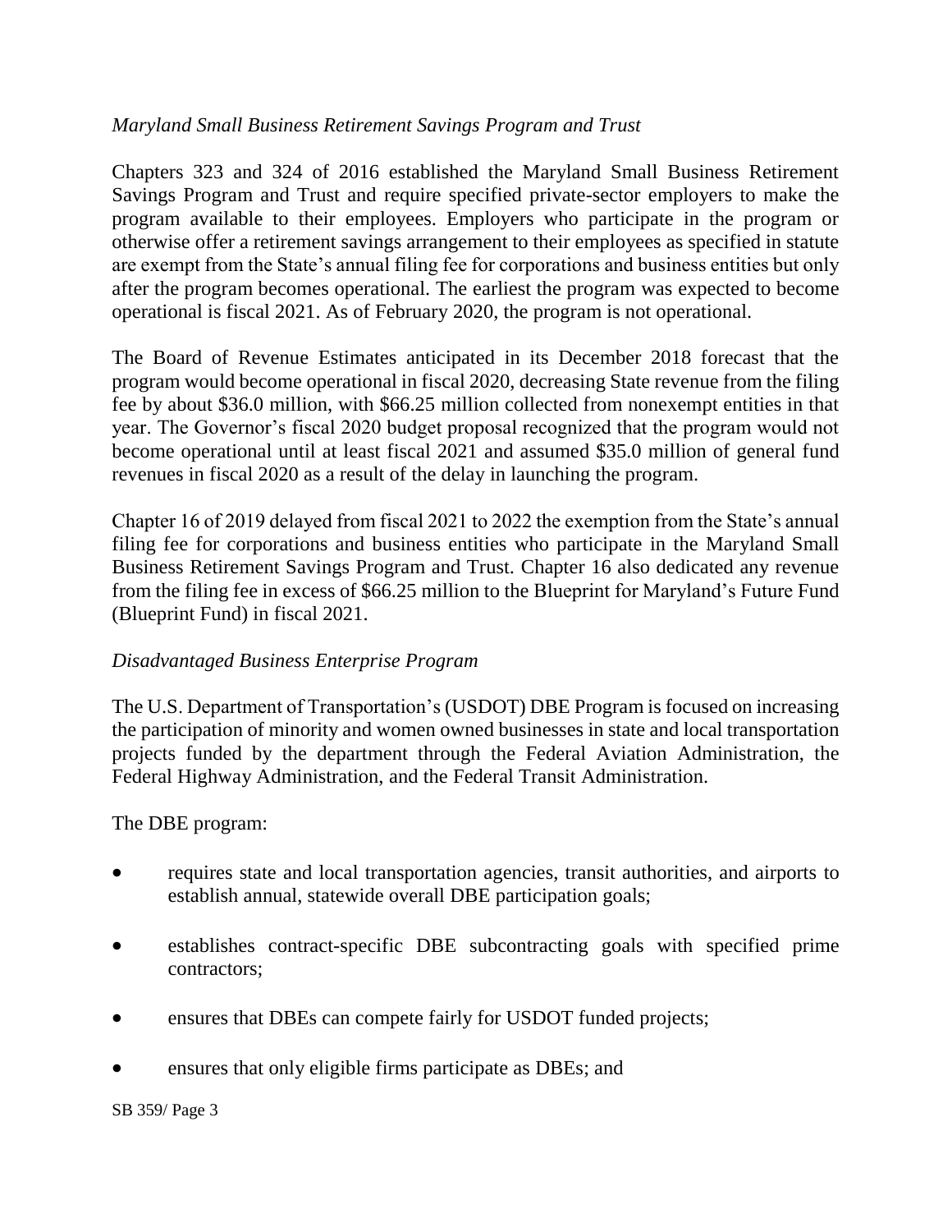*Maryland Small Business Retirement Savings Program and Trust*

Chapters 323 and 324 of 2016 established the Maryland Small Business Retirement Savings Program and Trust and require specified private-sector employers to make the program available to their employees. Employers who participate in the program or otherwise offer a retirement savings arrangement to their employees as specified in statute are exempt from the State's annual filing fee for corporations and business entities but only after the program becomes operational. The earliest the program was expected to become operational is fiscal 2021. As of February 2020, the program is not operational.

The Board of Revenue Estimates anticipated in its December 2018 forecast that the program would become operational in fiscal 2020, decreasing State revenue from the filing fee by about $36.0 million, with $66.25 million collected from nonexempt entities in that year. The Governor's fiscal 2020 budget proposal recognized that the program would not become operational until at least fiscal 2021 and assumed $35.0 million of general fund revenues in fiscal 2020 as a result of the delay in launching the program.

Chapter 16 of 2019 delayed from fiscal 2021 to 2022 the exemption from the State's annual filing fee for corporations and business entities who participate in the Maryland Small Business Retirement Savings Program and Trust. Chapter 16 also dedicated any revenue from the filing fee in excess of $66.25 million to the Blueprint for Maryland's Future Fund (Blueprint Fund) in fiscal 2021.

*Disadvantaged Business Enterprise Program*

The U.S. Department of Transportation's (USDOT) DBE Program is focused on increasing the participation of minority and women owned businesses in state and local transportation projects funded by the department through the Federal Aviation Administration, the Federal Highway Administration, and the Federal Transit Administration.

The DBE program:

- requires state and local transportation agencies, transit authorities, and airports to establish annual, statewide overall DBE participation goals;
- establishes contract-specific DBE subcontracting goals with specified prime contractors;
- ensures that DBEs can compete fairly for USDOT funded projects;
- ensures that only eligible firms participate as DBEs; and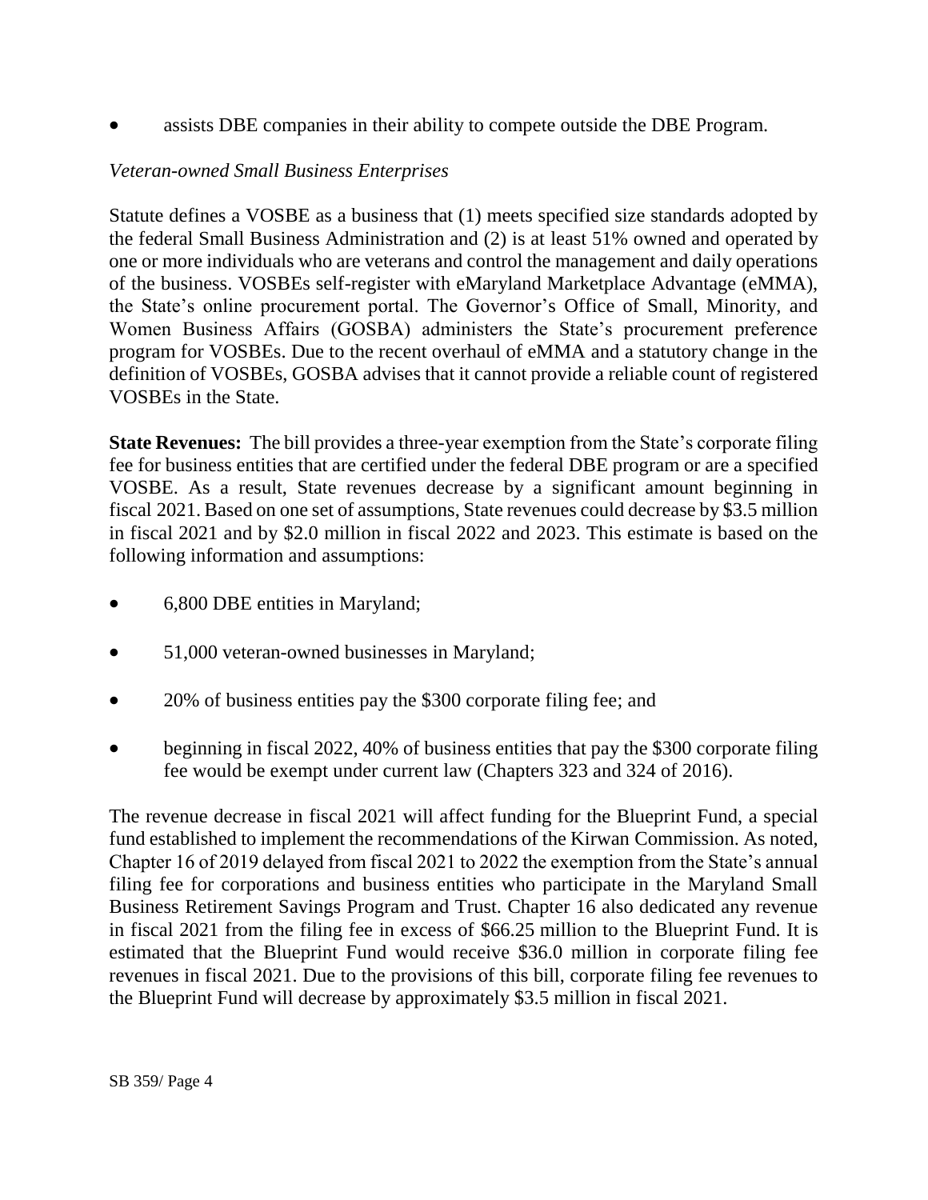- assists DBE companies in their ability to compete outside the DBE Program.

*Veteran-owned Small Business Enterprises*

Statute defines a VOSBE as a business that (1) meets specified size standards adopted by the federal Small Business Administration and (2) is at least 51% owned and operated by one or more individuals who are veterans and control the management and daily operations of the business. VOSBEs self-register with eMaryland Marketplace Advantage (eMMA), the State's online procurement portal. The Governor's Office of Small, Minority, and Women Business Affairs (GOSBA) administers the State's procurement preference program for VOSBEs. Due to the recent overhaul of eMMA and a statutory change in the definition of VOSBEs, GOSBA advises that it cannot provide a reliable count of registered VOSBEs in the State.

**State Revenues:** The bill provides a three-year exemption from the State's corporate filing fee for business entities that are certified under the federal DBE program or are a specified VOSBE. As a result, State revenues decrease by a significant amount beginning in fiscal 2021. Based on one set of assumptions, State revenues could decrease by $3.5 million in fiscal 2021 and by $2.0 million in fiscal 2022 and 2023. This estimate is based on the following information and assumptions:

- 6,800 DBE entities in Maryland;
- 51,000 veteran-owned businesses in Maryland;
- 20% of business entities pay the $300 corporate filing fee; and
- beginning in fiscal 2022, 40% of business entities that pay the $300 corporate filing fee would be exempt under current law (Chapters 323 and 324 of 2016).

The revenue decrease in fiscal 2021 will affect funding for the Blueprint Fund, a special fund established to implement the recommendations of the Kirwan Commission. As noted, Chapter 16 of 2019 delayed from fiscal 2021 to 2022 the exemption from the State's annual filing fee for corporations and business entities who participate in the Maryland Small Business Retirement Savings Program and Trust. Chapter 16 also dedicated any revenue in fiscal 2021 from the filing fee in excess of $66.25 million to the Blueprint Fund. It is estimated that the Blueprint Fund would receive $36.0 million in corporate filing fee revenues in fiscal 2021. Due to the provisions of this bill, corporate filing fee revenues to the Blueprint Fund will decrease by approximately $3.5 million in fiscal 2021.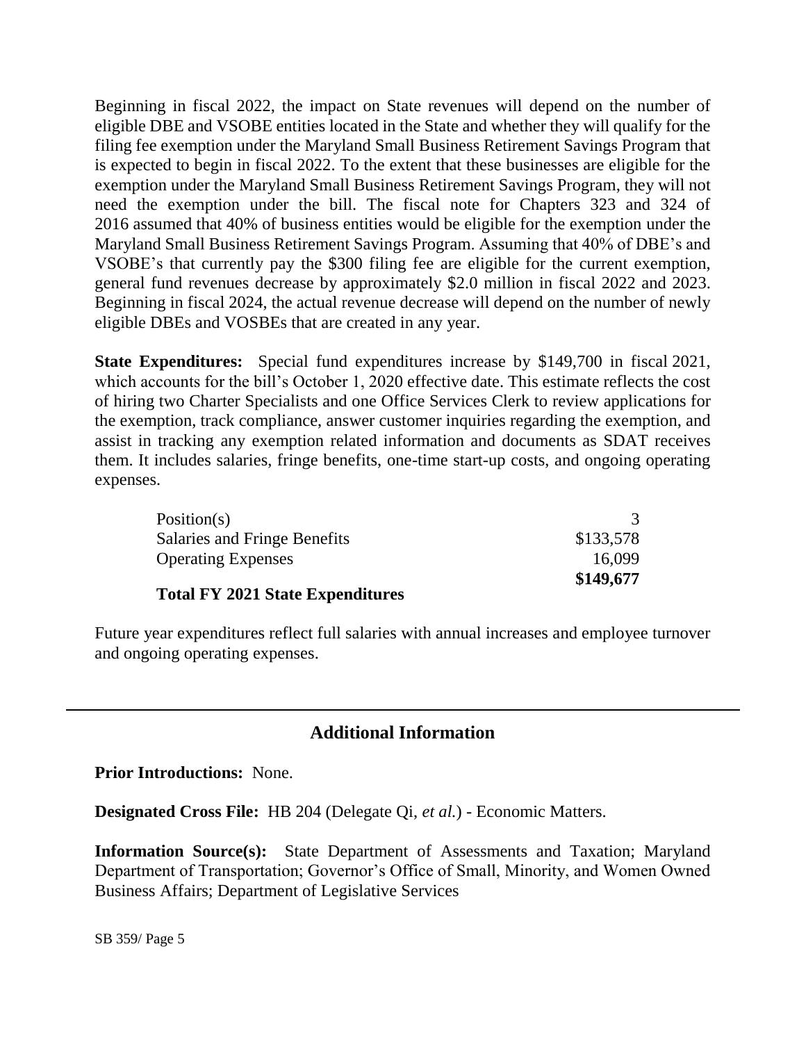Beginning in fiscal 2022, the impact on State revenues will depend on the number of eligible DBE and VSOBE entities located in the State and whether they will qualify for the filing fee exemption under the Maryland Small Business Retirement Savings Program that is expected to begin in fiscal 2022. To the extent that these businesses are eligible for the exemption under the Maryland Small Business Retirement Savings Program, they will not need the exemption under the bill. The fiscal note for Chapters 323 and 324 of 2016 assumed that 40% of business entities would be eligible for the exemption under the Maryland Small Business Retirement Savings Program. Assuming that 40% of DBE's and VSOBE's that currently pay the $300 filing fee are eligible for the current exemption, general fund revenues decrease by approximately $2.0 million in fiscal 2022 and 2023. Beginning in fiscal 2024, the actual revenue decrease will depend on the number of newly eligible DBEs and VOSBEs that are created in any year.

**State Expenditures:** Special fund expenditures increase by $149,700 in fiscal 2021, which accounts for the bill's October 1, 2020 effective date. This estimate reflects the cost of hiring two Charter Specialists and one Office Services Clerk to review applications for the exemption, track compliance, answer customer inquiries regarding the exemption, and assist in tracking any exemption related information and documents as SDAT receives them. It includes salaries, fringe benefits, one-time start-up costs, and ongoing operating expenses.

| | |
|---|---|
| Position(s) | 3 |
| Salaries and Fringe Benefits | $133,578 |
| Operating Expenses | 16,099 |
| **Total FY 2021 State Expenditures** | **$149,677** |

Future year expenditures reflect full salaries with annual increases and employee turnover and ongoing operating expenses.

## Additional Information

**Prior Introductions:** None.

**Designated Cross File:** HB 204 (Delegate Qi, *et al.*) - Economic Matters.

**Information Source(s):** State Department of Assessments and Taxation; Maryland Department of Transportation; Governor's Office of Small, Minority, and Women Owned Business Affairs; Department of Legislative Services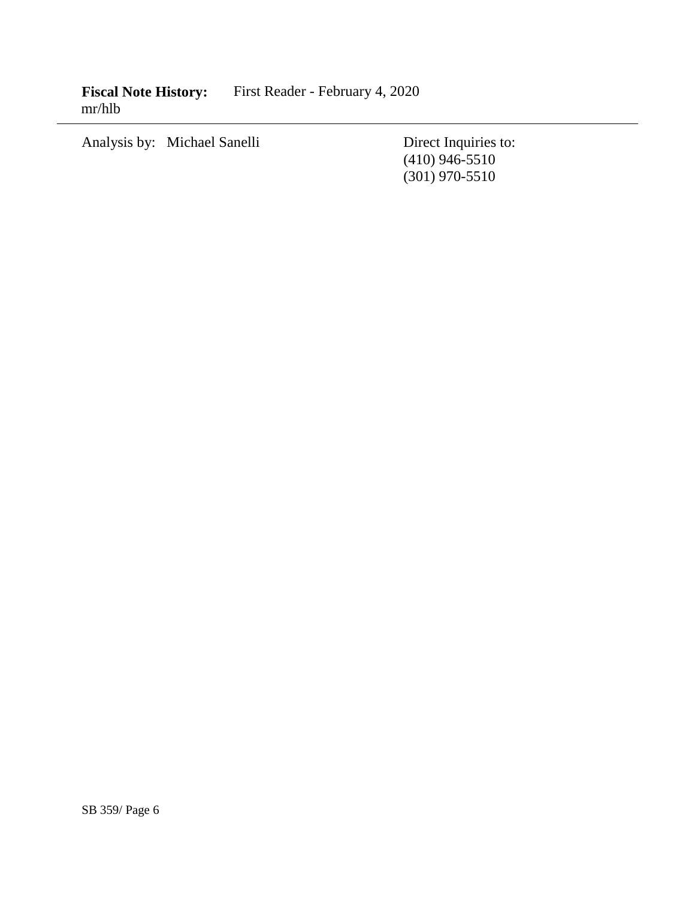**Fiscal Note History:** First Reader - February 4, 2020
mr/hlb

---

Analysis by: Michael Sanelli

Direct Inquiries to:
(410) 946-5510
(301) 970-5510